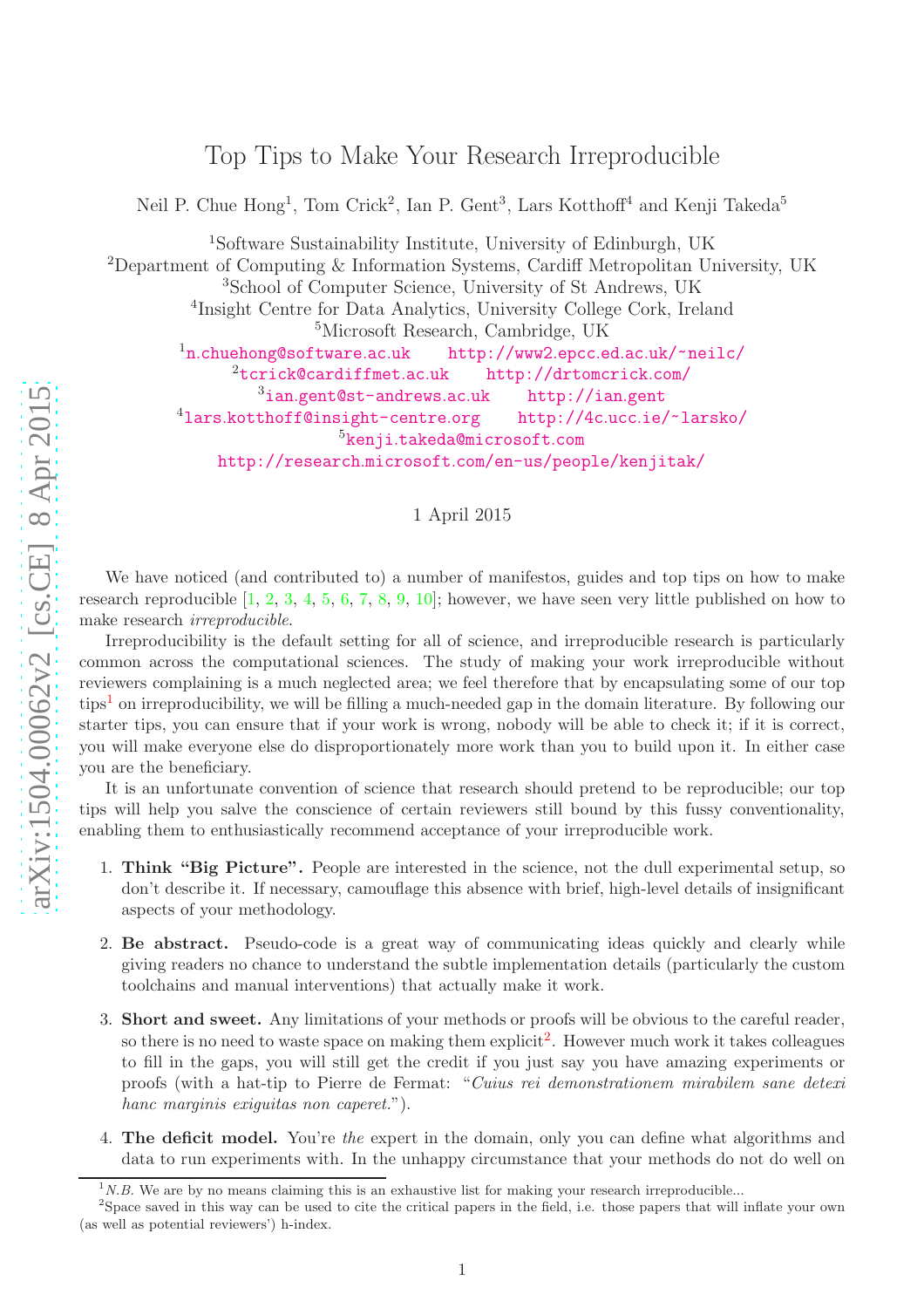# Top Tips to Make Your Research Irreproducible

Neil P. Chue Hong[1], Tom Crick[2], Ian P. Gent[3], Lars Kotthoff[4] and Kenji Takeda[5]

[1]Software Sustainability Institute, University of Edinburgh, UK
[2]Department of Computing & Information Systems, Cardiff Metropolitan University, UK
[3]School of Computer Science, University of St Andrews, UK
[4]Insight Centre for Data Analytics, University College Cork, Ireland
[5]Microsoft Research, Cambridge, UK

[1]n.chuehong@software.ac.uk http://www2.epcc.ed.ac.uk/~neilc/
[2]tcrick@cardiffmet.ac.uk http://drtomcrick.com/
[3]ian.gent@st-andrews.ac.uk http://ian.gent
[4]lars.kotthoff@insight-centre.org http://4c.ucc.ie/~larsko/
[5]kenji.takeda@microsoft.com
http://research.microsoft.com/en-us/people/kenjitak/

1 April 2015

We have noticed (and contributed to) a number of manifestos, guides and top tips on how to make research reproducible [1, 2, 3, 4, 5, 6, 7, 8, 9, 10]; however, we have seen very little published on how to make research *irreproducible*.

Irreproducibility is the default setting for all of science, and irreproducible research is particularly common across the computational sciences. The study of making your work irreproducible without reviewers complaining is a much neglected area; we feel therefore that by encapsulating some of our top tips[1] on irreproducibility, we will be filling a much-needed gap in the domain literature. By following our starter tips, you can ensure that if your work is wrong, nobody will be able to check it; if it is correct, you will make everyone else do disproportionately more work than you to build upon it. In either case you are the beneficiary.

It is an unfortunate convention of science that research should pretend to be reproducible; our top tips will help you salve the conscience of certain reviewers still bound by this fussy conventionality, enabling them to enthusiastically recommend acceptance of your irreproducible work.

1. **Think "Big Picture".** People are interested in the science, not the dull experimental setup, so don't describe it. If necessary, camouflage this absence with brief, high-level details of insignificant aspects of your methodology.

2. **Be abstract.** Pseudo-code is a great way of communicating ideas quickly and clearly while giving readers no chance to understand the subtle implementation details (particularly the custom toolchains and manual interventions) that actually make it work.

3. **Short and sweet.** Any limitations of your methods or proofs will be obvious to the careful reader, so there is no need to waste space on making them explicit[2]. However much work it takes colleagues to fill in the gaps, you will still get the credit if you just say you have amazing experiments or proofs (with a hat-tip to Pierre de Fermat: "*Cuius rei demonstrationem mirabilem sane detexi hanc marginis exiguitas non caperet.*").

4. **The deficit model.** You're *the* expert in the domain, only you can define what algorithms and data to run experiments with. In the unhappy circumstance that your methods do not do well on

---

[1] *N.B.* We are by no means claiming this is an exhaustive list for making your research irreproducible...

[2] Space saved in this way can be used to cite the critical papers in the field, i.e. those papers that will inflate your own (as well as potential reviewers') h-index.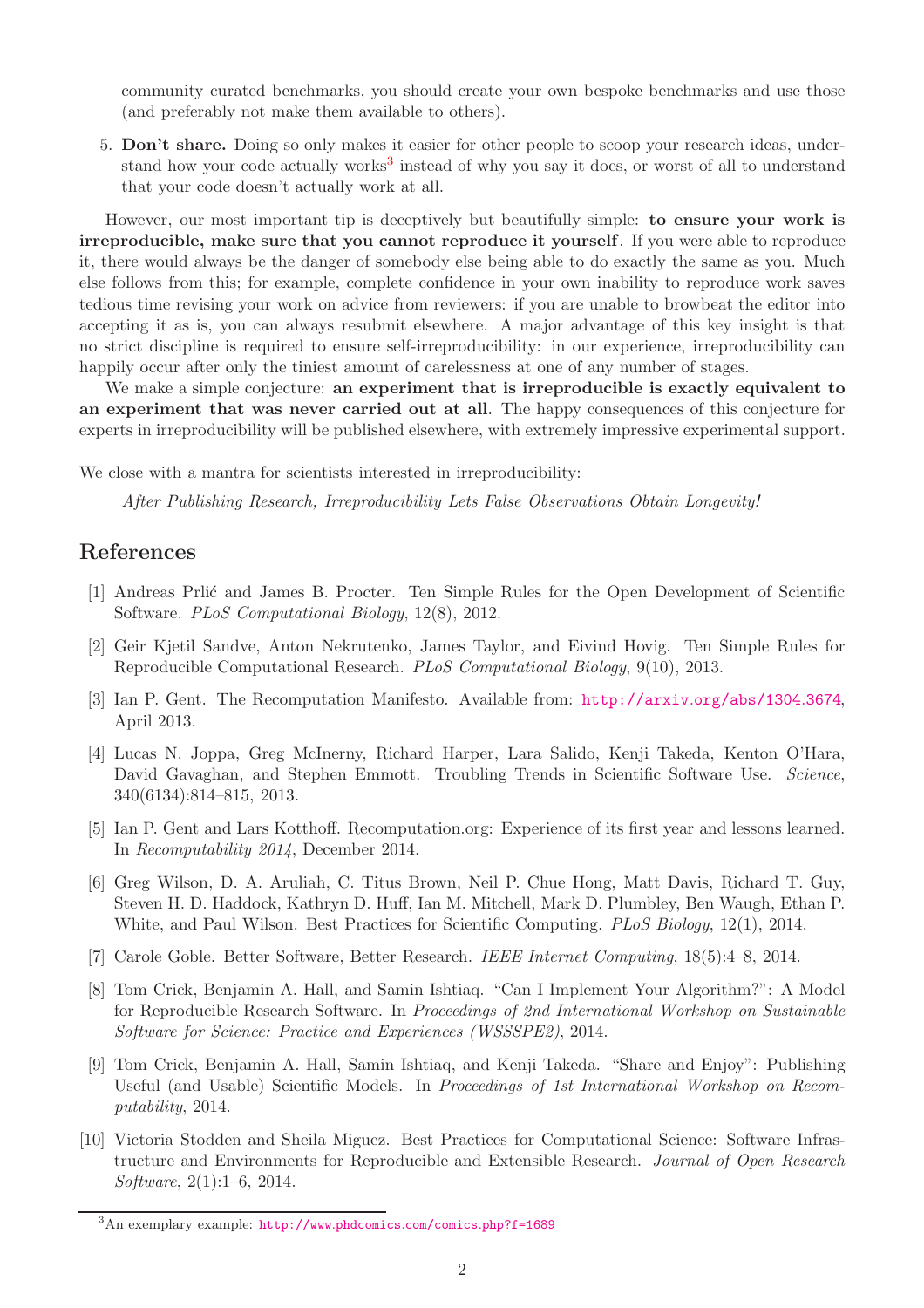community curated benchmarks, you should create your own bespoke benchmarks and use those (and preferably not make them available to others).

5. **Don't share.** Doing so only makes it easier for other people to scoop your research ideas, understand how your code actually works[3] instead of why you say it does, or worst of all to understand that your code doesn't actually work at all.

However, our most important tip is deceptively but beautifully simple: **to ensure your work is irreproducible, make sure that you cannot reproduce it yourself**. If you were able to reproduce it, there would always be the danger of somebody else being able to do exactly the same as you. Much else follows from this; for example, complete confidence in your own inability to reproduce work saves tedious time revising your work on advice from reviewers: if you are unable to browbeat the editor into accepting it as is, you can always resubmit elsewhere. A major advantage of this key insight is that no strict discipline is required to ensure self-irreproducibility: in our experience, irreproducibility can happily occur after only the tiniest amount of carelessness at one of any number of stages.

We make a simple conjecture: **an experiment that is irreproducible is exactly equivalent to an experiment that was never carried out at all**. The happy consequences of this conjecture for experts in irreproducibility will be published elsewhere, with extremely impressive experimental support.

We close with a mantra for scientists interested in irreproducibility:

*After Publishing Research, Irreproducibility Lets False Observations Obtain Longevity!*

## References

[1] Andreas Prlić and James B. Procter. Ten Simple Rules for the Open Development of Scientific Software. *PLoS Computational Biology*, 12(8), 2012.

[2] Geir Kjetil Sandve, Anton Nekrutenko, James Taylor, and Eivind Hovig. Ten Simple Rules for Reproducible Computational Research. *PLoS Computational Biology*, 9(10), 2013.

[3] Ian P. Gent. The Recomputation Manifesto. Available from: http://arxiv.org/abs/1304.3674, April 2013.

[4] Lucas N. Joppa, Greg McInerny, Richard Harper, Lara Salido, Kenji Takeda, Kenton O'Hara, David Gavaghan, and Stephen Emmott. Troubling Trends in Scientific Software Use. *Science*, 340(6134):814–815, 2013.

[5] Ian P. Gent and Lars Kotthoff. Recomputation.org: Experience of its first year and lessons learned. In *Recomputability 2014*, December 2014.

[6] Greg Wilson, D. A. Aruliah, C. Titus Brown, Neil P. Chue Hong, Matt Davis, Richard T. Guy, Steven H. D. Haddock, Kathryn D. Huff, Ian M. Mitchell, Mark D. Plumbley, Ben Waugh, Ethan P. White, and Paul Wilson. Best Practices for Scientific Computing. *PLoS Biology*, 12(1), 2014.

[7] Carole Goble. Better Software, Better Research. *IEEE Internet Computing*, 18(5):4–8, 2014.

[8] Tom Crick, Benjamin A. Hall, and Samin Ishtiaq. "Can I Implement Your Algorithm?": A Model for Reproducible Research Software. In *Proceedings of 2nd International Workshop on Sustainable Software for Science: Practice and Experiences (WSSSPE2)*, 2014.

[9] Tom Crick, Benjamin A. Hall, Samin Ishtiaq, and Kenji Takeda. "Share and Enjoy": Publishing Useful (and Usable) Scientific Models. In *Proceedings of 1st International Workshop on Recomputability*, 2014.

[10] Victoria Stodden and Sheila Miguez. Best Practices for Computational Science: Software Infrastructure and Environments for Reproducible and Extensible Research. *Journal of Open Research Software*, 2(1):1–6, 2014.

[3] An exemplary example: http://www.phdcomics.com/comics.php?f=1689